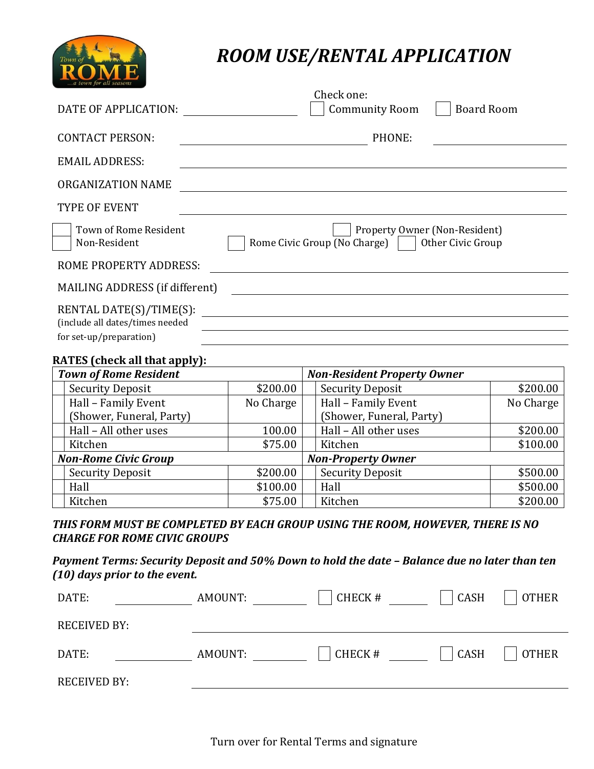# ROOM USE/RENTAL APPLICATION

DATE OF APPLICATION: ____________________

Check one: ☐ Community Room ☐ Board Room

CONTACT PERSON: ______________________________ PHONE: ____________________

EMAIL ADDRESS: ____________________________________________

ORGANIZATION NAME ____________________________________________

TYPE OF EVENT ____________________________________________

☐ Town of Rome Resident
☐ Non-Resident
☐ Property Owner (Non-Resident)
☐ Rome Civic Group (No Charge)
☐ Other Civic Group

ROME PROPERTY ADDRESS: ____________________________________________

MAILING ADDRESS (if different) ____________________________________________

RENTAL DATE(S)/TIME(S): ____________________________________________
(include all dates/times needed for set-up/preparation)

**RATES (check all that apply):**

| | ***Town of Rome Resident*** | | | ***Non-Resident Property Owner*** | |
|---|---|---|---|---|---|
| ☐ | Security Deposit | $200.00 | ☐ | Security Deposit | $200.00 |
| ☐ | Hall – Family Event (Shower, Funeral, Party) | No Charge | ☐ | Hall – Family Event (Shower, Funeral, Party) | No Charge |
| ☐ | Hall – All other uses | 100.00 | ☐ | Hall – All other uses | $200.00 |
| ☐ | Kitchen | $75.00 | ☐ | Kitchen | $100.00 |
| | ***Non-Rome Civic Group*** | | | ***Non-Property Owner*** | |
| ☐ | Security Deposit | $200.00 | ☐ | Security Deposit | $500.00 |
| ☐ | Hall | $100.00 | ☐ | Hall | $500.00 |
| ☐ | Kitchen | $75.00 | ☐ | Kitchen | $200.00 |

***THIS FORM MUST BE COMPLETED BY EACH GROUP USING THE ROOM, HOWEVER, THERE IS NO CHARGE FOR ROME CIVIC GROUPS***

***Payment Terms: Security Deposit and 50% Down to hold the date – Balance due no later than ten (10) days prior to the event.***

DATE: ____________ AMOUNT: __________ ☐ CHECK # ________ ☐ CASH ☐ OTHER

RECEIVED BY: ____________________________________________

DATE: ____________ AMOUNT: __________ ☐ CHECK # ________ ☐ CASH ☐ OTHER

RECEIVED BY: ____________________________________________

Turn over for Rental Terms and signature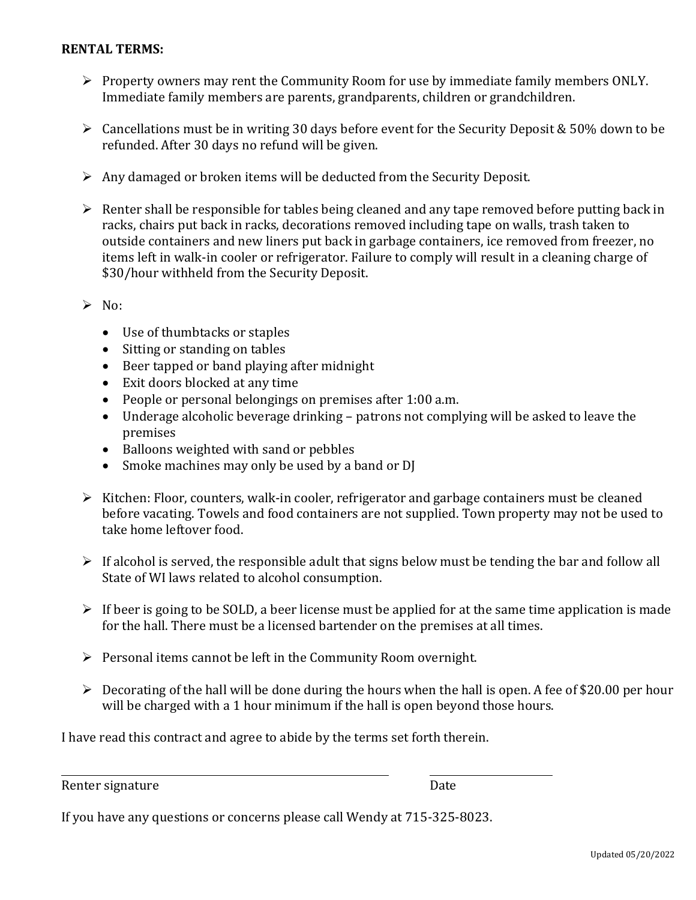**RENTAL TERMS:**

- Property owners may rent the Community Room for use by immediate family members ONLY. Immediate family members are parents, grandparents, children or grandchildren.
- Cancellations must be in writing 30 days before event for the Security Deposit & 50% down to be refunded. After 30 days no refund will be given.
- Any damaged or broken items will be deducted from the Security Deposit.
- Renter shall be responsible for tables being cleaned and any tape removed before putting back in racks, chairs put back in racks, decorations removed including tape on walls, trash taken to outside containers and new liners put back in garbage containers, ice removed from freezer, no items left in walk-in cooler or refrigerator. Failure to comply will result in a cleaning charge of $30/hour withheld from the Security Deposit.
- No:
  - Use of thumbtacks or staples
  - Sitting or standing on tables
  - Beer tapped or band playing after midnight
  - Exit doors blocked at any time
  - People or personal belongings on premises after 1:00 a.m.
  - Underage alcoholic beverage drinking – patrons not complying will be asked to leave the premises
  - Balloons weighted with sand or pebbles
  - Smoke machines may only be used by a band or DJ
- Kitchen: Floor, counters, walk-in cooler, refrigerator and garbage containers must be cleaned before vacating. Towels and food containers are not supplied. Town property may not be used to take home leftover food.
- If alcohol is served, the responsible adult that signs below must be tending the bar and follow all State of WI laws related to alcohol consumption.
- If beer is going to be SOLD, a beer license must be applied for at the same time application is made for the hall. There must be a licensed bartender on the premises at all times.
- Personal items cannot be left in the Community Room overnight.
- Decorating of the hall will be done during the hours when the hall is open. A fee of $20.00 per hour will be charged with a 1 hour minimum if the hall is open beyond those hours.

I have read this contract and agree to abide by the terms set forth therein.

\_\_\_\_\_\_\_\_\_\_\_\_\_\_\_\_\_\_\_\_\_\_\_\_\_\_\_\_\_\_\_\_\_\_\_\_\_\_\_\_ \_\_\_\_\_\_\_\_\_\_\_\_\_\_\_\_\_\_\_\_

Renter signature Date

If you have any questions or concerns please call Wendy at 715-325-8023.

Updated 05/20/2022